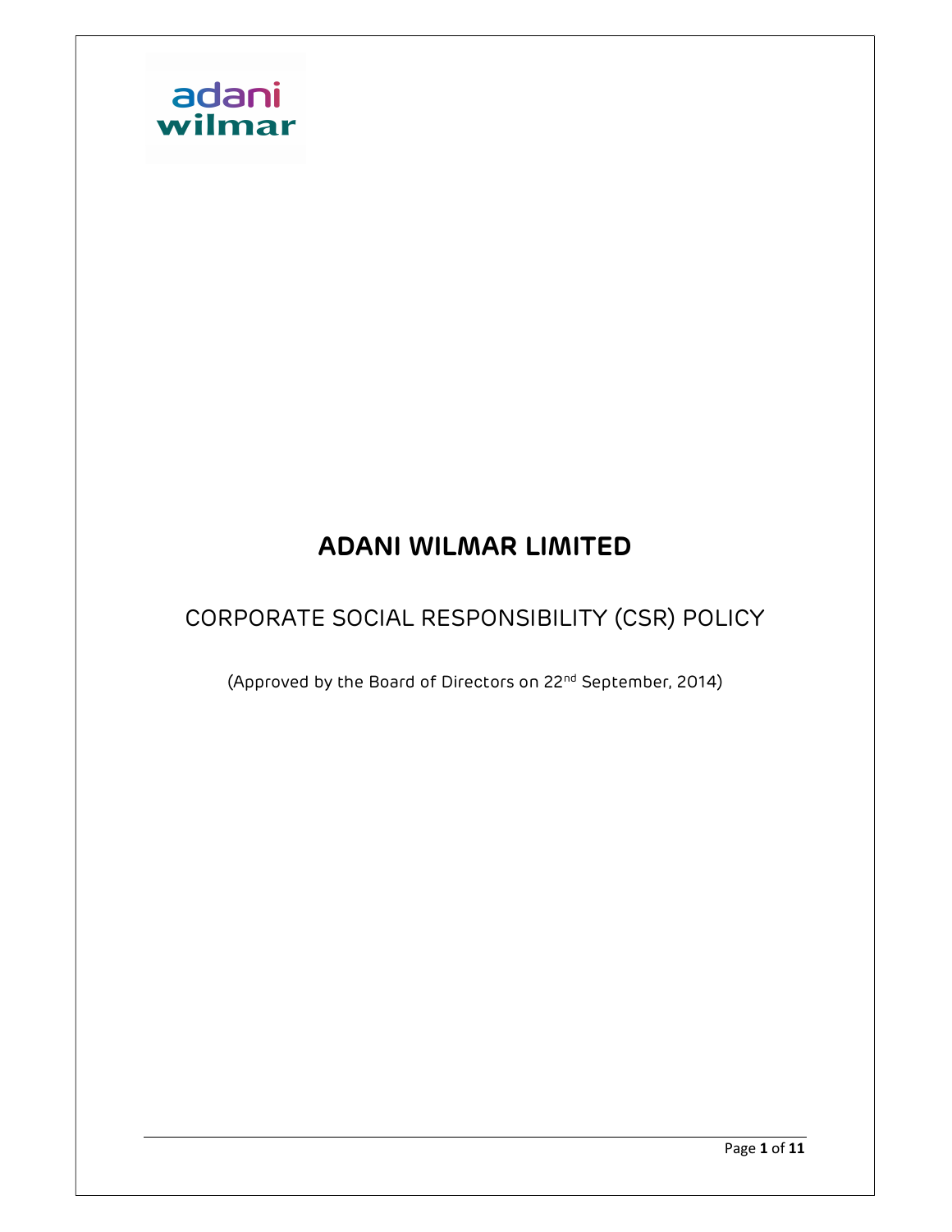adani wilmar

# ADANI WILMAR LIMITED

## CORPORATE SOCIAL RESPONSIBILITY (CSR) POLICY

(Approved by the Board of Directors on 22nd September, 2014)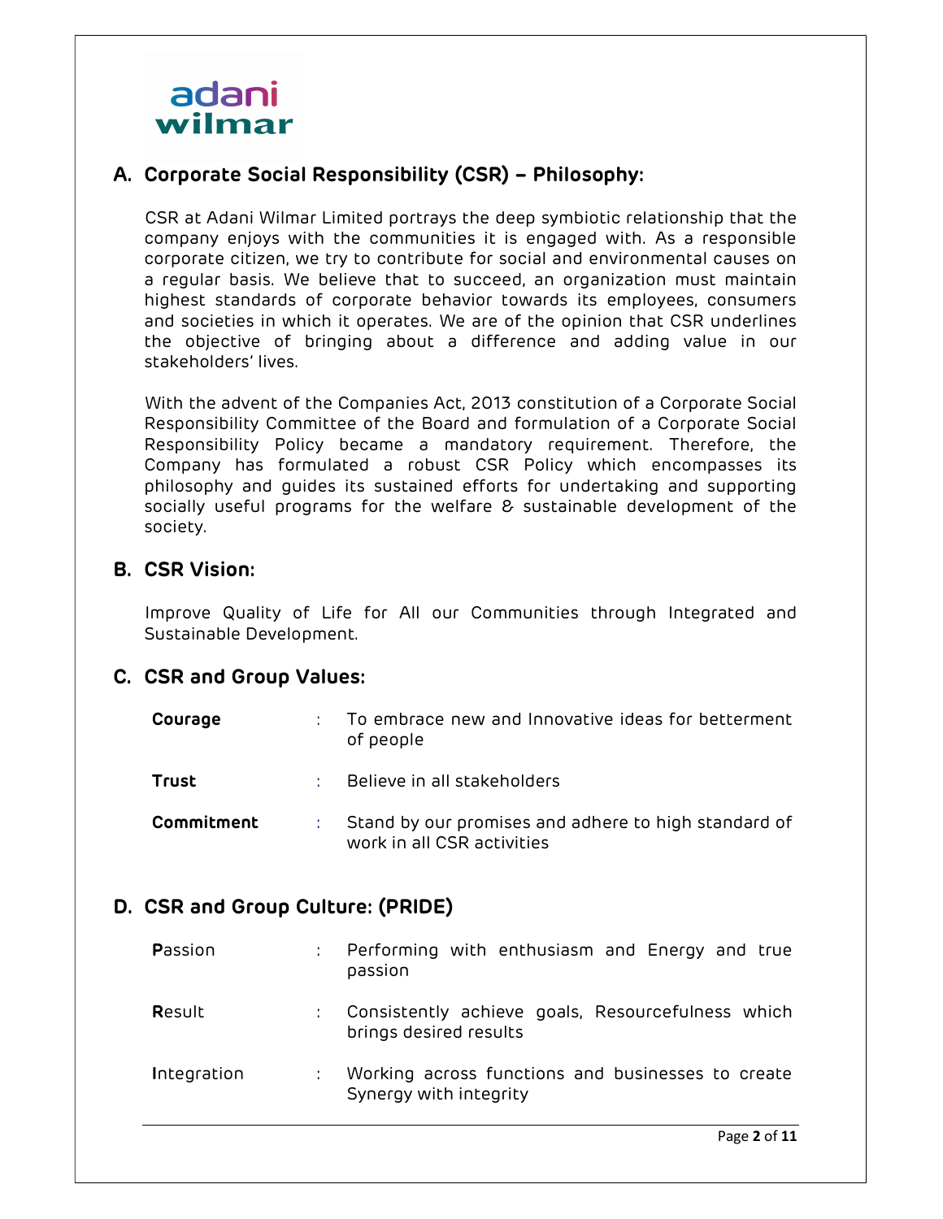adani wilmar

## A. Corporate Social Responsibility (CSR) – Philosophy:

CSR at Adani Wilmar Limited portrays the deep symbiotic relationship that the company enjoys with the communities it is engaged with. As a responsible corporate citizen, we try to contribute for social and environmental causes on a regular basis. We believe that to succeed, an organization must maintain highest standards of corporate behavior towards its employees, consumers and societies in which it operates. We are of the opinion that CSR underlines the objective of bringing about a difference and adding value in our stakeholders' lives.

With the advent of the Companies Act, 2013 constitution of a Corporate Social Responsibility Committee of the Board and formulation of a Corporate Social Responsibility Policy became a mandatory requirement. Therefore, the Company has formulated a robust CSR Policy which encompasses its philosophy and guides its sustained efforts for undertaking and supporting socially useful programs for the welfare & sustainable development of the society.

## B. CSR Vision:

Improve Quality of Life for All our Communities through Integrated and Sustainable Development.

## C. CSR and Group Values:

| | | |
|---|---|---|
| **Courage** | : | To embrace new and Innovative ideas for betterment of people |
| **Trust** | : | Believe in all stakeholders |
| **Commitment** | : | Stand by our promises and adhere to high standard of work in all CSR activities |

## D. CSR and Group Culture: (PRIDE)

| | | |
|---|---|---|
| **P**assion | : | Performing with enthusiasm and Energy and true passion |
| **R**esult | : | Consistently achieve goals, Resourcefulness which brings desired results |
| **I**ntegration | : | Working across functions and businesses to create Synergy with integrity |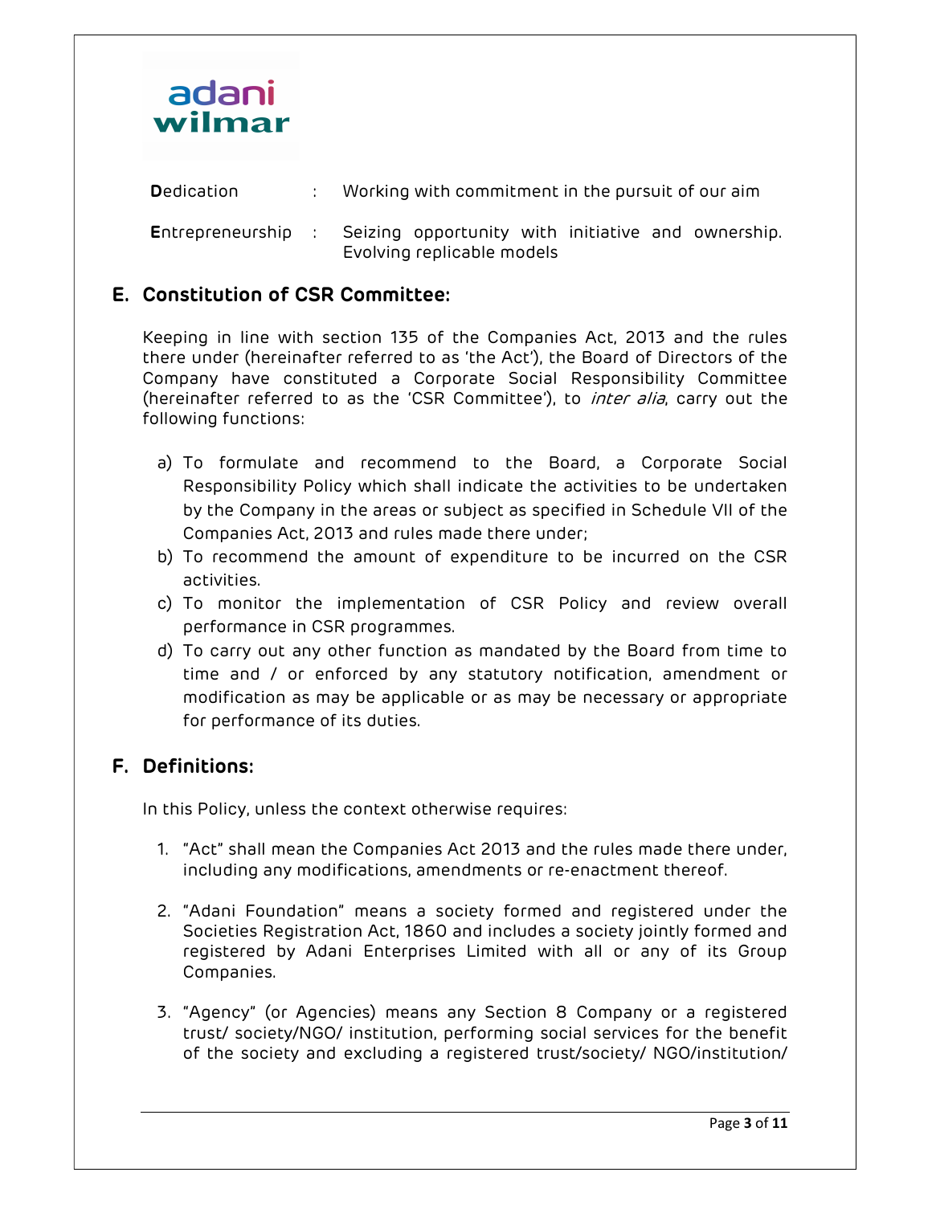**D**edication : Working with commitment in the pursuit of our aim

**E**ntrepreneurship : Seizing opportunity with initiative and ownership. Evolving replicable models

## E. Constitution of CSR Committee:

Keeping in line with section 135 of the Companies Act, 2013 and the rules there under (hereinafter referred to as 'the Act'), the Board of Directors of the Company have constituted a Corporate Social Responsibility Committee (hereinafter referred to as the 'CSR Committee'), to *inter alia*, carry out the following functions:

a) To formulate and recommend to the Board, a Corporate Social Responsibility Policy which shall indicate the activities to be undertaken by the Company in the areas or subject as specified in Schedule VII of the Companies Act, 2013 and rules made there under;
b) To recommend the amount of expenditure to be incurred on the CSR activities.
c) To monitor the implementation of CSR Policy and review overall performance in CSR programmes.
d) To carry out any other function as mandated by the Board from time to time and / or enforced by any statutory notification, amendment or modification as may be applicable or as may be necessary or appropriate for performance of its duties.

## F. Definitions:

In this Policy, unless the context otherwise requires:

1. "Act" shall mean the Companies Act 2013 and the rules made there under, including any modifications, amendments or re-enactment thereof.

2. "Adani Foundation" means a society formed and registered under the Societies Registration Act, 1860 and includes a society jointly formed and registered by Adani Enterprises Limited with all or any of its Group Companies.

3. "Agency" (or Agencies) means any Section 8 Company or a registered trust/ society/NGO/ institution, performing social services for the benefit of the society and excluding a registered trust/society/ NGO/institution/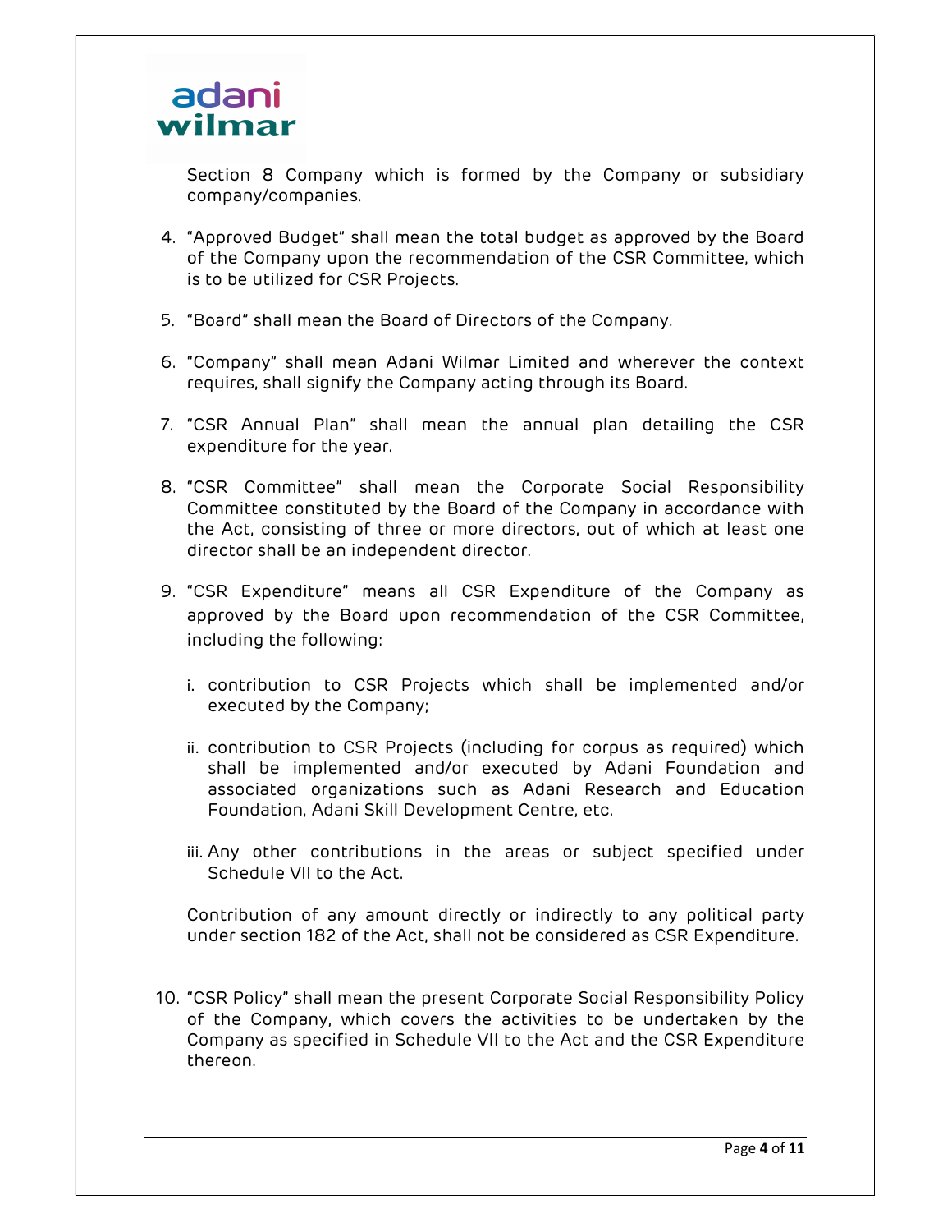Section 8 Company which is formed by the Company or subsidiary company/companies.

4. "Approved Budget" shall mean the total budget as approved by the Board of the Company upon the recommendation of the CSR Committee, which is to be utilized for CSR Projects.

5. "Board" shall mean the Board of Directors of the Company.

6. "Company" shall mean Adani Wilmar Limited and wherever the context requires, shall signify the Company acting through its Board.

7. "CSR Annual Plan" shall mean the annual plan detailing the CSR expenditure for the year.

8. "CSR Committee" shall mean the Corporate Social Responsibility Committee constituted by the Board of the Company in accordance with the Act, consisting of three or more directors, out of which at least one director shall be an independent director.

9. "CSR Expenditure" means all CSR Expenditure of the Company as approved by the Board upon recommendation of the CSR Committee, including the following:

   i. contribution to CSR Projects which shall be implemented and/or executed by the Company;

   ii. contribution to CSR Projects (including for corpus as required) which shall be implemented and/or executed by Adani Foundation and associated organizations such as Adani Research and Education Foundation, Adani Skill Development Centre, etc.

   iii. Any other contributions in the areas or subject specified under Schedule VII to the Act.

   Contribution of any amount directly or indirectly to any political party under section 182 of the Act, shall not be considered as CSR Expenditure.

10. "CSR Policy" shall mean the present Corporate Social Responsibility Policy of the Company, which covers the activities to be undertaken by the Company as specified in Schedule VII to the Act and the CSR Expenditure thereon.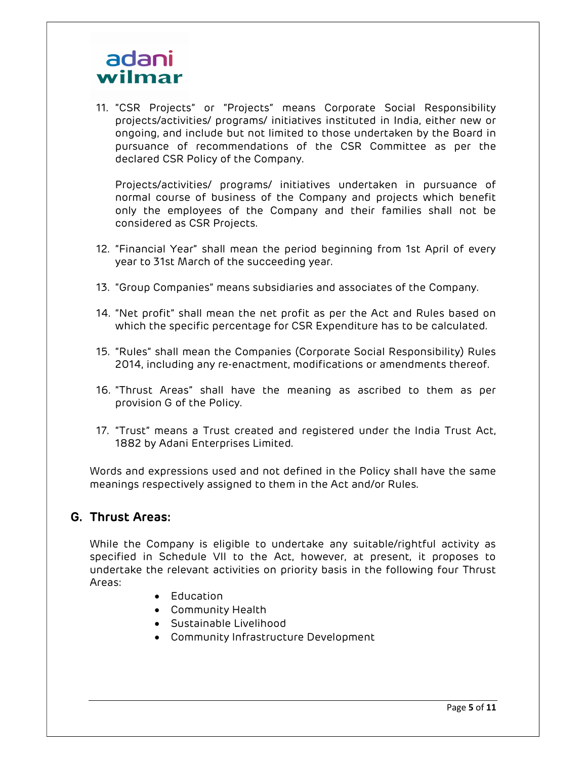11. "CSR Projects" or "Projects" means Corporate Social Responsibility projects/activities/ programs/ initiatives instituted in India, either new or ongoing, and include but not limited to those undertaken by the Board in pursuance of recommendations of the CSR Committee as per the declared CSR Policy of the Company.

    Projects/activities/ programs/ initiatives undertaken in pursuance of normal course of business of the Company and projects which benefit only the employees of the Company and their families shall not be considered as CSR Projects.

12. "Financial Year" shall mean the period beginning from 1st April of every year to 31st March of the succeeding year.

13. "Group Companies" means subsidiaries and associates of the Company.

14. "Net profit" shall mean the net profit as per the Act and Rules based on which the specific percentage for CSR Expenditure has to be calculated.

15. "Rules" shall mean the Companies (Corporate Social Responsibility) Rules 2014, including any re-enactment, modifications or amendments thereof.

16. "Thrust Areas" shall have the meaning as ascribed to them as per provision G of the Policy.

17. "Trust" means a Trust created and registered under the India Trust Act, 1882 by Adani Enterprises Limited.

Words and expressions used and not defined in the Policy shall have the same meanings respectively assigned to them in the Act and/or Rules.

## G. Thrust Areas:

While the Company is eligible to undertake any suitable/rightful activity as specified in Schedule VII to the Act, however, at present, it proposes to undertake the relevant activities on priority basis in the following four Thrust Areas:

- Education
- Community Health
- Sustainable Livelihood
- Community Infrastructure Development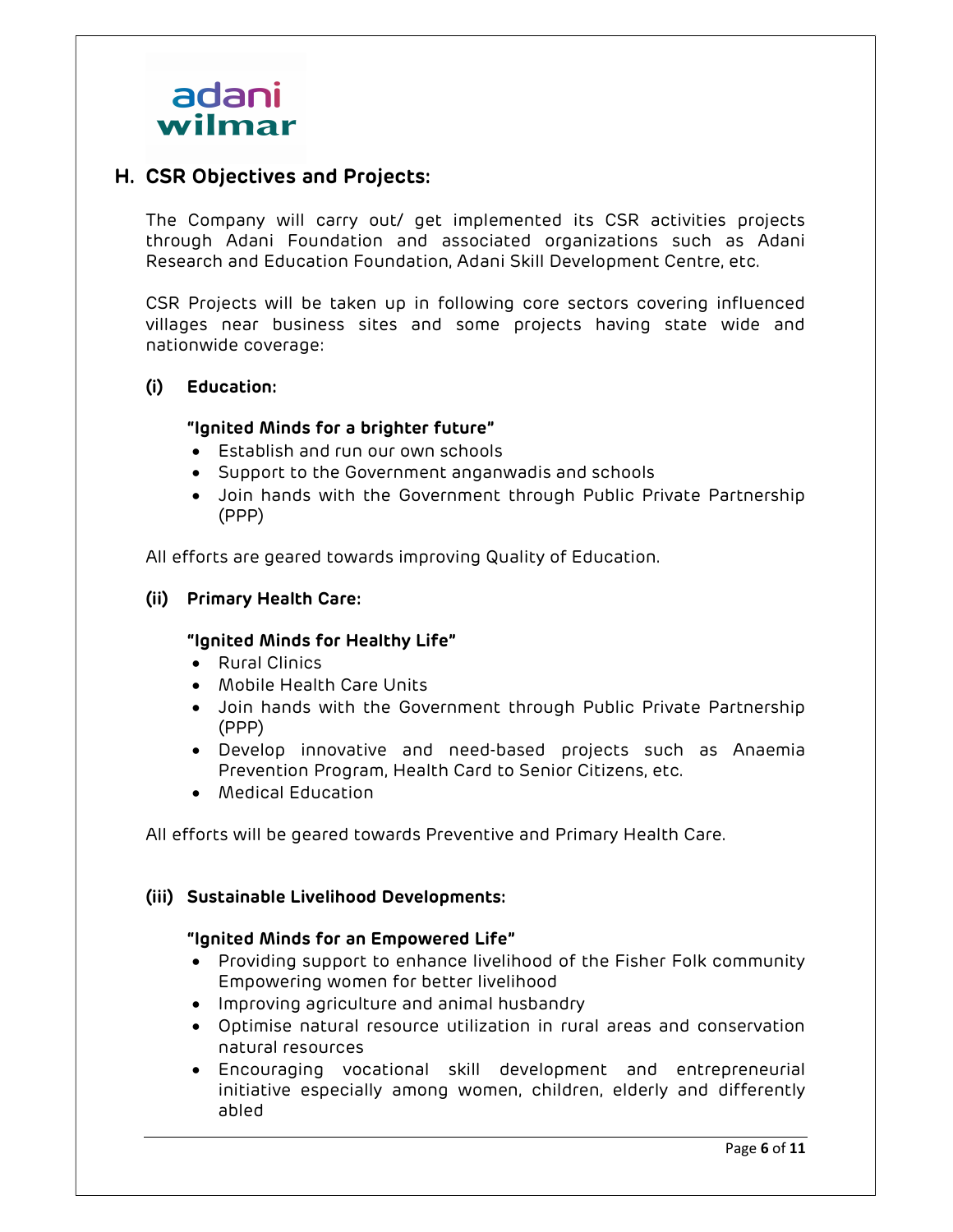## H. CSR Objectives and Projects:

The Company will carry out/ get implemented its CSR activities projects through Adani Foundation and associated organizations such as Adani Research and Education Foundation, Adani Skill Development Centre, etc.

CSR Projects will be taken up in following core sectors covering influenced villages near business sites and some projects having state wide and nationwide coverage:

### (i) Education:

**"Ignited Minds for a brighter future"**

- Establish and run our own schools
- Support to the Government anganwadis and schools
- Join hands with the Government through Public Private Partnership (PPP)

All efforts are geared towards improving Quality of Education.

### (ii) Primary Health Care:

**"Ignited Minds for Healthy Life"**

- Rural Clinics
- Mobile Health Care Units
- Join hands with the Government through Public Private Partnership (PPP)
- Develop innovative and need-based projects such as Anaemia Prevention Program, Health Card to Senior Citizens, etc.
- Medical Education

All efforts will be geared towards Preventive and Primary Health Care.

### (iii) Sustainable Livelihood Developments:

**"Ignited Minds for an Empowered Life"**

- Providing support to enhance livelihood of the Fisher Folk community Empowering women for better livelihood
- Improving agriculture and animal husbandry
- Optimise natural resource utilization in rural areas and conservation natural resources
- Encouraging vocational skill development and entrepreneurial initiative especially among women, children, elderly and differently abled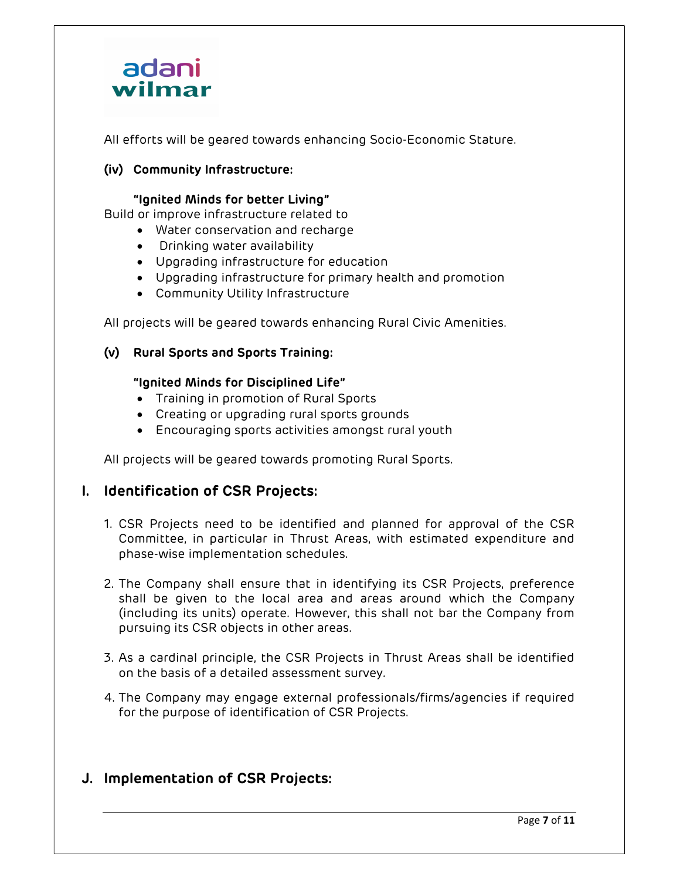All efforts will be geared towards enhancing Socio-Economic Stature.

**(iv) Community Infrastructure:**

**"Ignited Minds for better Living"**

Build or improve infrastructure related to

- Water conservation and recharge
- Drinking water availability
- Upgrading infrastructure for education
- Upgrading infrastructure for primary health and promotion
- Community Utility Infrastructure

All projects will be geared towards enhancing Rural Civic Amenities.

**(v) Rural Sports and Sports Training:**

**"Ignited Minds for Disciplined Life"**

- Training in promotion of Rural Sports
- Creating or upgrading rural sports grounds
- Encouraging sports activities amongst rural youth

All projects will be geared towards promoting Rural Sports.

## I. Identification of CSR Projects:

1. CSR Projects need to be identified and planned for approval of the CSR Committee, in particular in Thrust Areas, with estimated expenditure and phase-wise implementation schedules.

2. The Company shall ensure that in identifying its CSR Projects, preference shall be given to the local area and areas around which the Company (including its units) operate. However, this shall not bar the Company from pursuing its CSR objects in other areas.

3. As a cardinal principle, the CSR Projects in Thrust Areas shall be identified on the basis of a detailed assessment survey.

4. The Company may engage external professionals/firms/agencies if required for the purpose of identification of CSR Projects.

## J. Implementation of CSR Projects: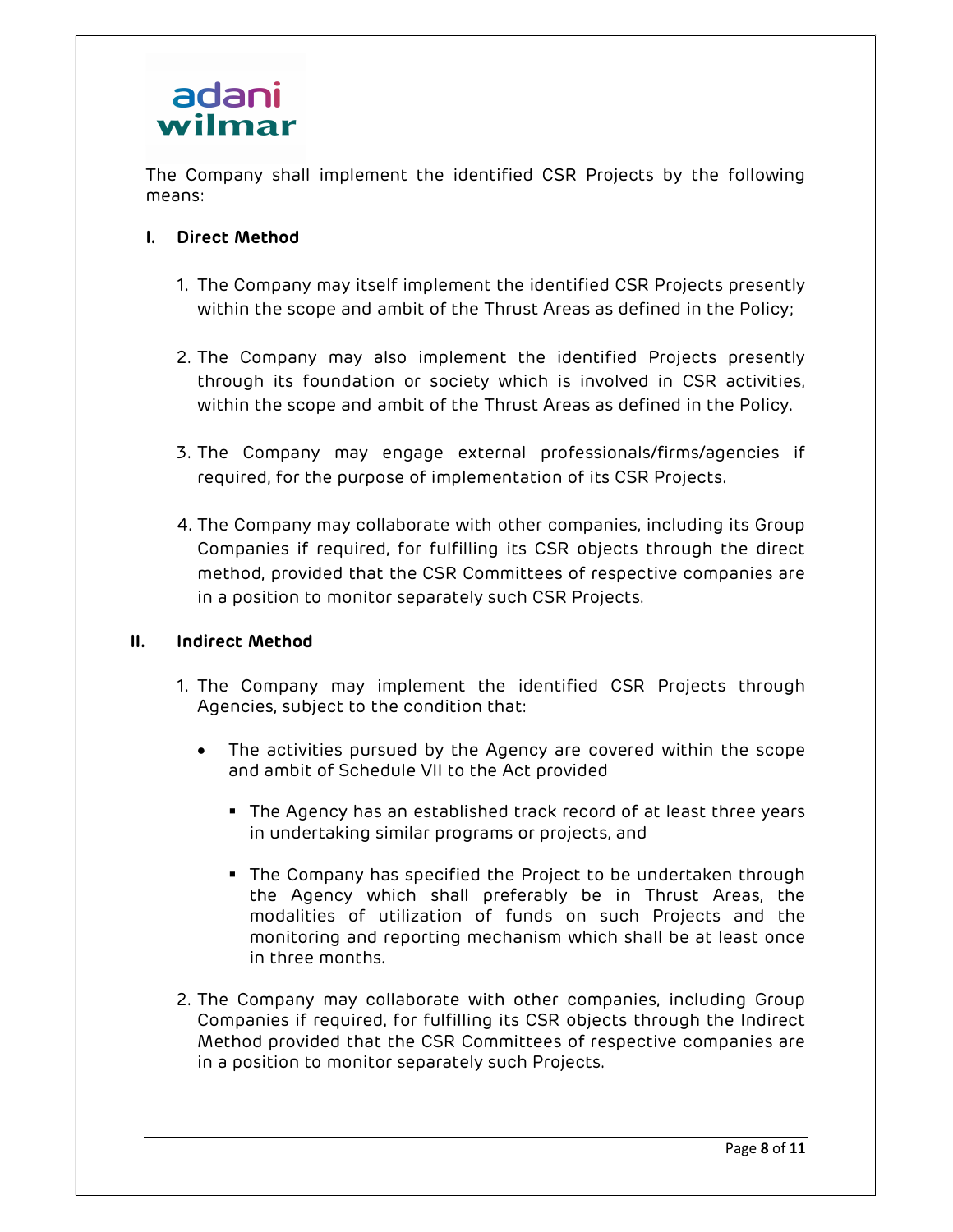The Company shall implement the identified CSR Projects by the following means:

**I. Direct Method**

1. The Company may itself implement the identified CSR Projects presently within the scope and ambit of the Thrust Areas as defined in the Policy;

2. The Company may also implement the identified Projects presently through its foundation or society which is involved in CSR activities, within the scope and ambit of the Thrust Areas as defined in the Policy.

3. The Company may engage external professionals/firms/agencies if required, for the purpose of implementation of its CSR Projects.

4. The Company may collaborate with other companies, including its Group Companies if required, for fulfilling its CSR objects through the direct method, provided that the CSR Committees of respective companies are in a position to monitor separately such CSR Projects.

**II. Indirect Method**

1. The Company may implement the identified CSR Projects through Agencies, subject to the condition that:

   - The activities pursued by the Agency are covered within the scope and ambit of Schedule VII to the Act provided

     - The Agency has an established track record of at least three years in undertaking similar programs or projects, and

     - The Company has specified the Project to be undertaken through the Agency which shall preferably be in Thrust Areas, the modalities of utilization of funds on such Projects and the monitoring and reporting mechanism which shall be at least once in three months.

2. The Company may collaborate with other companies, including Group Companies if required, for fulfilling its CSR objects through the Indirect Method provided that the CSR Committees of respective companies are in a position to monitor separately such Projects.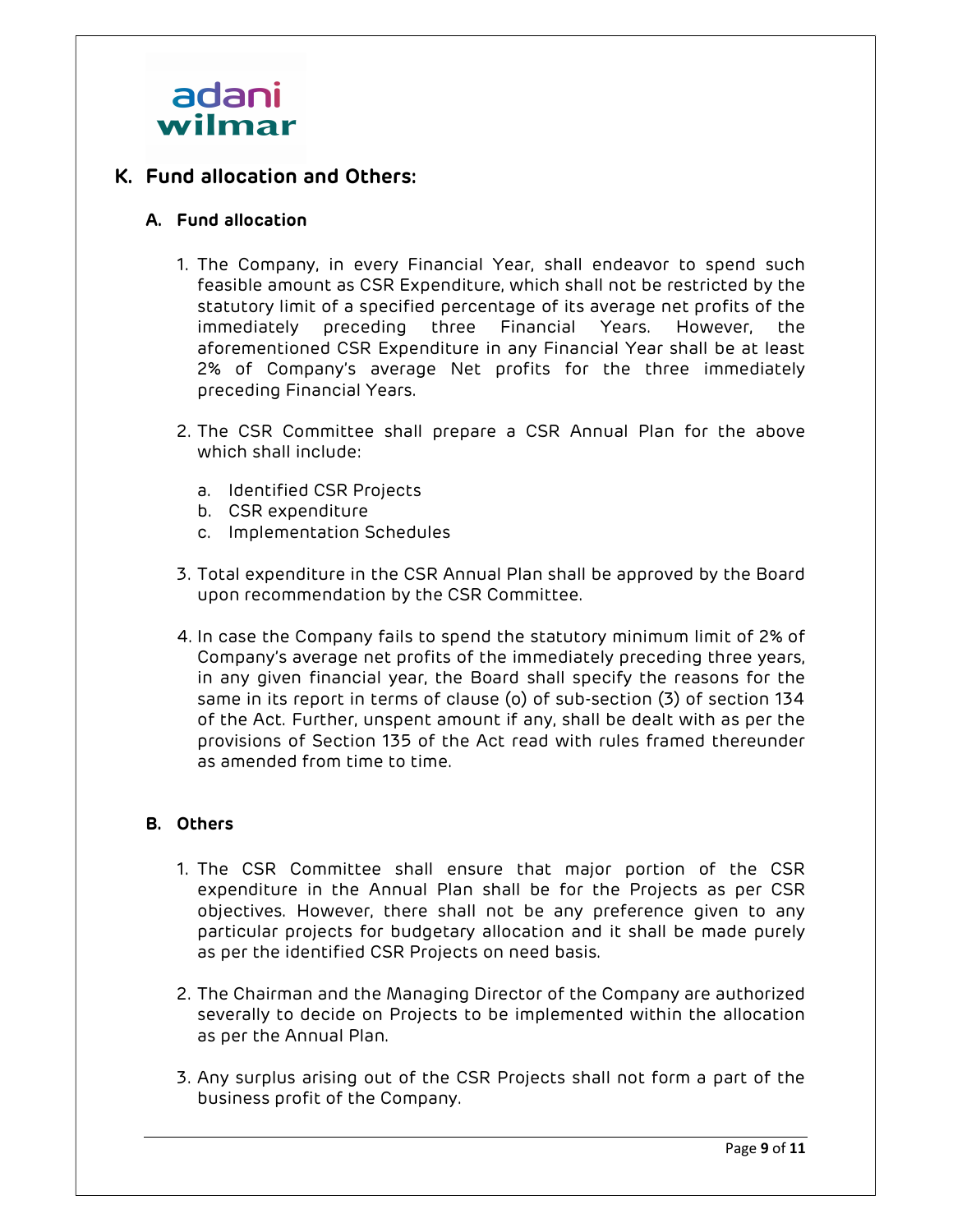## K. Fund allocation and Others:

### A. Fund allocation

1. The Company, in every Financial Year, shall endeavor to spend such feasible amount as CSR Expenditure, which shall not be restricted by the statutory limit of a specified percentage of its average net profits of the immediately preceding three Financial Years. However, the aforementioned CSR Expenditure in any Financial Year shall be at least 2% of Company's average Net profits for the three immediately preceding Financial Years.

2. The CSR Committee shall prepare a CSR Annual Plan for the above which shall include:

   a. Identified CSR Projects
   b. CSR expenditure
   c. Implementation Schedules

3. Total expenditure in the CSR Annual Plan shall be approved by the Board upon recommendation by the CSR Committee.

4. In case the Company fails to spend the statutory minimum limit of 2% of Company's average net profits of the immediately preceding three years, in any given financial year, the Board shall specify the reasons for the same in its report in terms of clause (o) of sub-section (3) of section 134 of the Act. Further, unspent amount if any, shall be dealt with as per the provisions of Section 135 of the Act read with rules framed thereunder as amended from time to time.

### B. Others

1. The CSR Committee shall ensure that major portion of the CSR expenditure in the Annual Plan shall be for the Projects as per CSR objectives. However, there shall not be any preference given to any particular projects for budgetary allocation and it shall be made purely as per the identified CSR Projects on need basis.

2. The Chairman and the Managing Director of the Company are authorized severally to decide on Projects to be implemented within the allocation as per the Annual Plan.

3. Any surplus arising out of the CSR Projects shall not form a part of the business profit of the Company.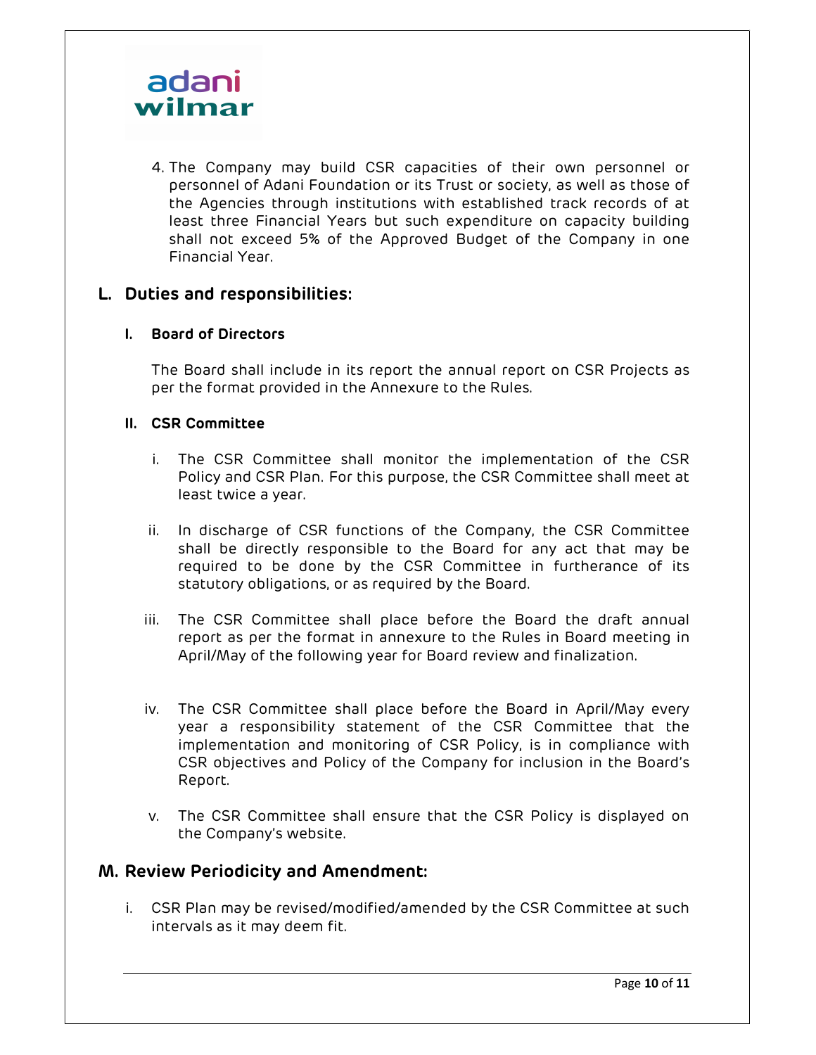4. The Company may build CSR capacities of their own personnel or personnel of Adani Foundation or its Trust or society, as well as those of the Agencies through institutions with established track records of at least three Financial Years but such expenditure on capacity building shall not exceed 5% of the Approved Budget of the Company in one Financial Year.

## L. Duties and responsibilities:

### I. Board of Directors

The Board shall include in its report the annual report on CSR Projects as per the format provided in the Annexure to the Rules.

### II. CSR Committee

i. The CSR Committee shall monitor the implementation of the CSR Policy and CSR Plan. For this purpose, the CSR Committee shall meet at least twice a year.

ii. In discharge of CSR functions of the Company, the CSR Committee shall be directly responsible to the Board for any act that may be required to be done by the CSR Committee in furtherance of its statutory obligations, or as required by the Board.

iii. The CSR Committee shall place before the Board the draft annual report as per the format in annexure to the Rules in Board meeting in April/May of the following year for Board review and finalization.

iv. The CSR Committee shall place before the Board in April/May every year a responsibility statement of the CSR Committee that the implementation and monitoring of CSR Policy, is in compliance with CSR objectives and Policy of the Company for inclusion in the Board's Report.

v. The CSR Committee shall ensure that the CSR Policy is displayed on the Company's website.

## M. Review Periodicity and Amendment:

i. CSR Plan may be revised/modified/amended by the CSR Committee at such intervals as it may deem fit.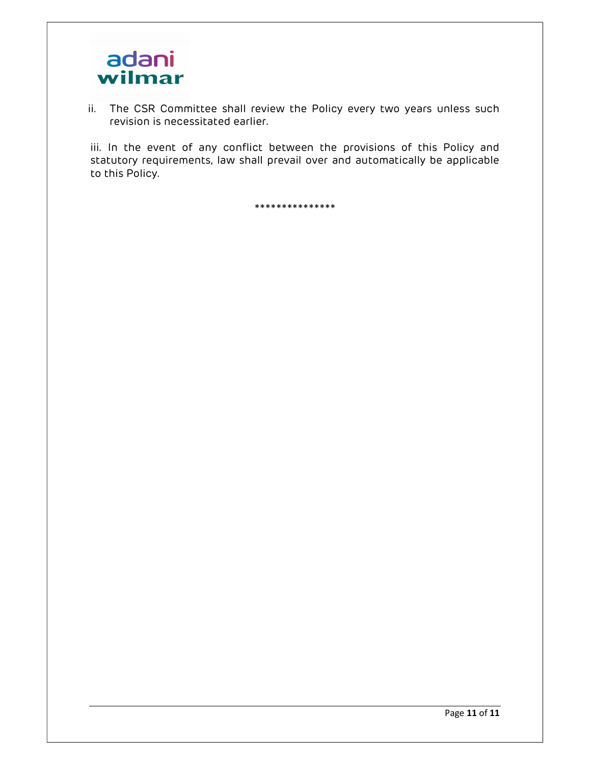ii. The CSR Committee shall review the Policy every two years unless such revision is necessitated earlier.

iii. In the event of any conflict between the provisions of this Policy and statutory requirements, law shall prevail over and automatically be applicable to this Policy.

***************